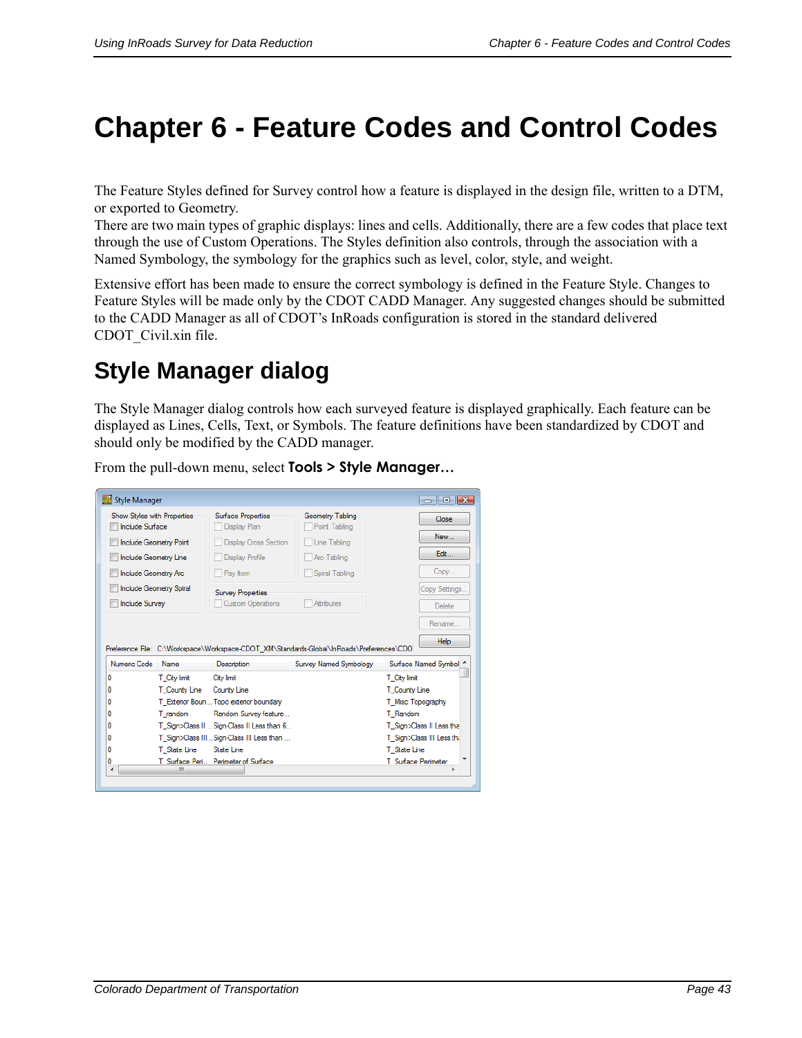# Chapter 6 - Feature Codes and Control Codes

The Feature Styles defined for Survey control how a feature is displayed in the design file, written to a DTM, or exported to Geometry.
There are two main types of graphic displays: lines and cells. Additionally, there are a few codes that place text through the use of Custom Operations. The Styles definition also controls, through the association with a Named Symbology, the symbology for the graphics such as level, color, style, and weight.

Extensive effort has been made to ensure the correct symbology is defined in the Feature Style. Changes to Feature Styles will be made only by the CDOT CADD Manager. Any suggested changes should be submitted to the CADD Manager as all of CDOT's InRoads configuration is stored in the standard delivered CDOT_Civil.xin file.

## Style Manager dialog

The Style Manager dialog controls how each surveyed feature is displayed graphically. Each feature can be displayed as Lines, Cells, Text, or Symbols. The feature definitions have been standardized by CDOT and should only be modified by the CADD manager.

From the pull-down menu, select **Tools > Style Manager…**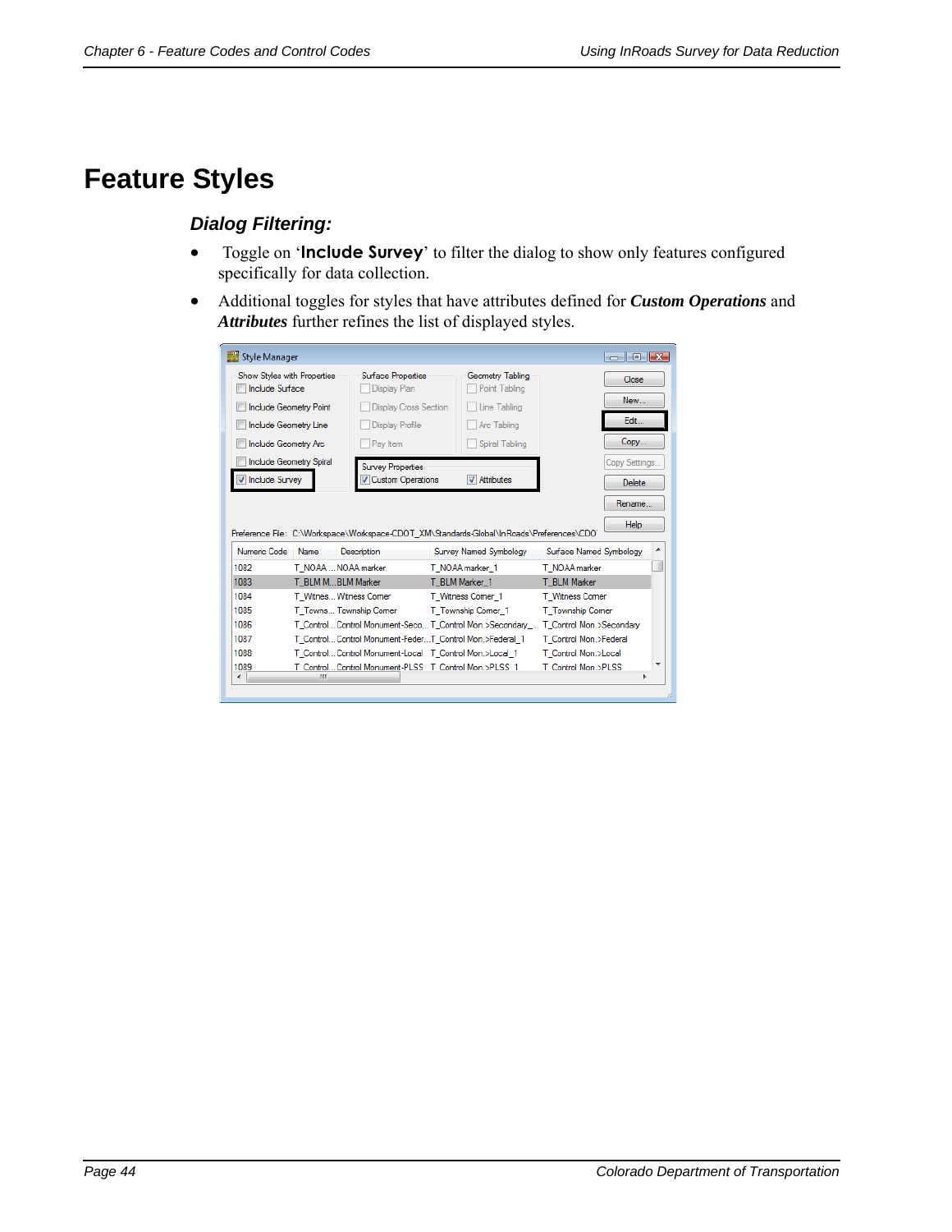# Feature Styles

### *Dialog Filtering:*

- Toggle on '**Include Survey**' to filter the dialog to show only features configured specifically for data collection.
- Additional toggles for styles that have attributes defined for ***Custom Operations*** and ***Attributes*** further refines the list of displayed styles.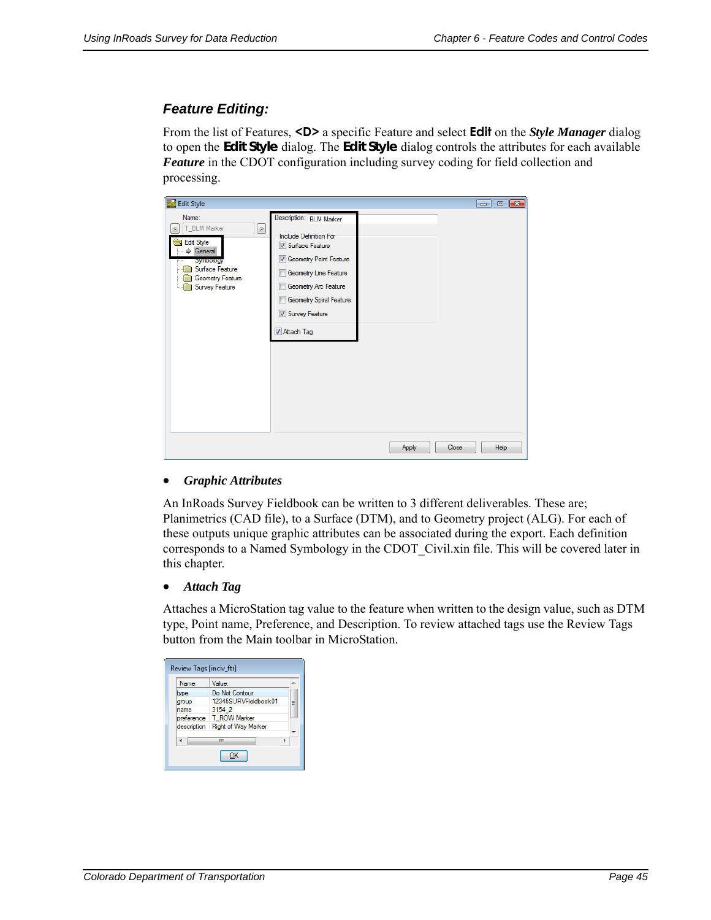### *Feature Editing:*

From the list of Features, **<D>** a specific Feature and select **Edit** on the ***Style Manager*** dialog to open the **Edit Style** dialog. The **Edit Style** dialog controls the attributes for each available ***Feature*** in the CDOT configuration including survey coding for field collection and processing.

- ***Graphic Attributes***

An InRoads Survey Fieldbook can be written to 3 different deliverables. These are; Planimetrics (CAD file), to a Surface (DTM), and to Geometry project (ALG). For each of these outputs unique graphic attributes can be associated during the export. Each definition corresponds to a Named Symbology in the CDOT_Civil.xin file. This will be covered later in this chapter.

- ***Attach Tag***

Attaches a MicroStation tag value to the feature when written to the design value, such as DTM type, Point name, Preference, and Description. To review attached tags use the Review Tags button from the Main toolbar in MicroStation.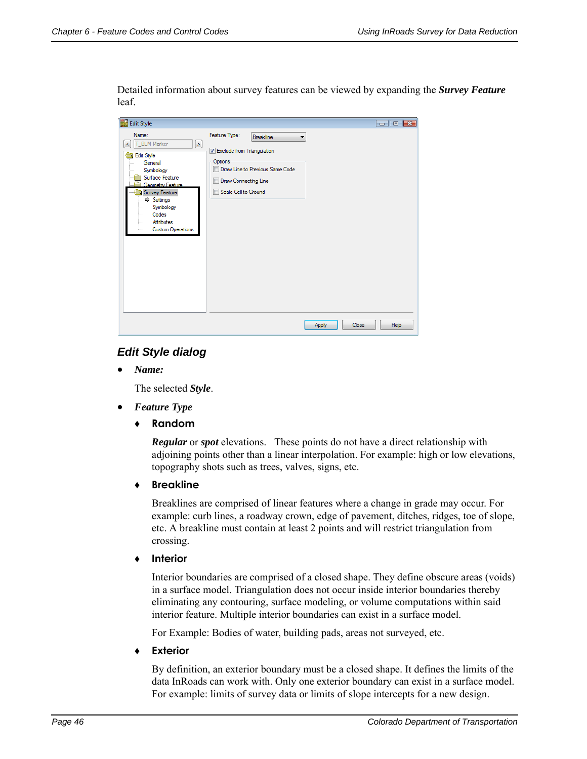Detailed information about survey features can be viewed by expanding the ***Survey Feature*** leaf.

## *Edit Style dialog*

- ***Name:***

  The selected ***Style***.

- ***Feature Type***

  - **Random**

    ***Regular*** or ***spot*** elevations. These points do not have a direct relationship with adjoining points other than a linear interpolation. For example: high or low elevations, topography shots such as trees, valves, signs, etc.

  - **Breakline**

    Breaklines are comprised of linear features where a change in grade may occur. For example: curb lines, a roadway crown, edge of pavement, ditches, ridges, toe of slope, etc. A breakline must contain at least 2 points and will restrict triangulation from crossing.

  - **Interior**

    Interior boundaries are comprised of a closed shape. They define obscure areas (voids) in a surface model. Triangulation does not occur inside interior boundaries thereby eliminating any contouring, surface modeling, or volume computations within said interior feature. Multiple interior boundaries can exist in a surface model.

    For Example: Bodies of water, building pads, areas not surveyed, etc.

  - **Exterior**

    By definition, an exterior boundary must be a closed shape. It defines the limits of the data InRoads can work with. Only one exterior boundary can exist in a surface model. For example: limits of survey data or limits of slope intercepts for a new design.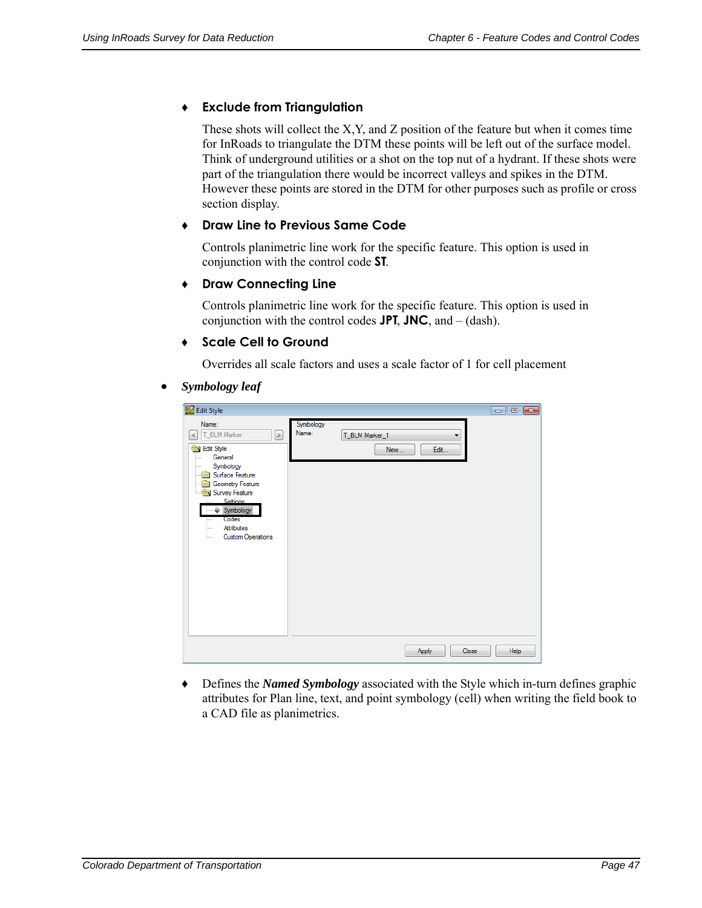- **Exclude from Triangulation**

  These shots will collect the X,Y, and Z position of the feature but when it comes time for InRoads to triangulate the DTM these points will be left out of the surface model. Think of underground utilities or a shot on the top nut of a hydrant. If these shots were part of the triangulation there would be incorrect valleys and spikes in the DTM. However these points are stored in the DTM for other purposes such as profile or cross section display.

- **Draw Line to Previous Same Code**

  Controls planimetric line work for the specific feature. This option is used in conjunction with the control code **ST**.

- **Draw Connecting Line**

  Controls planimetric line work for the specific feature. This option is used in conjunction with the control codes **JPT**, **JNC**, and – (dash).

- **Scale Cell to Ground**

  Overrides all scale factors and uses a scale factor of 1 for cell placement

- ***Symbology leaf***

  - Defines the ***Named Symbology*** associated with the Style which in-turn defines graphic attributes for Plan line, text, and point symbology (cell) when writing the field book to a CAD file as planimetrics.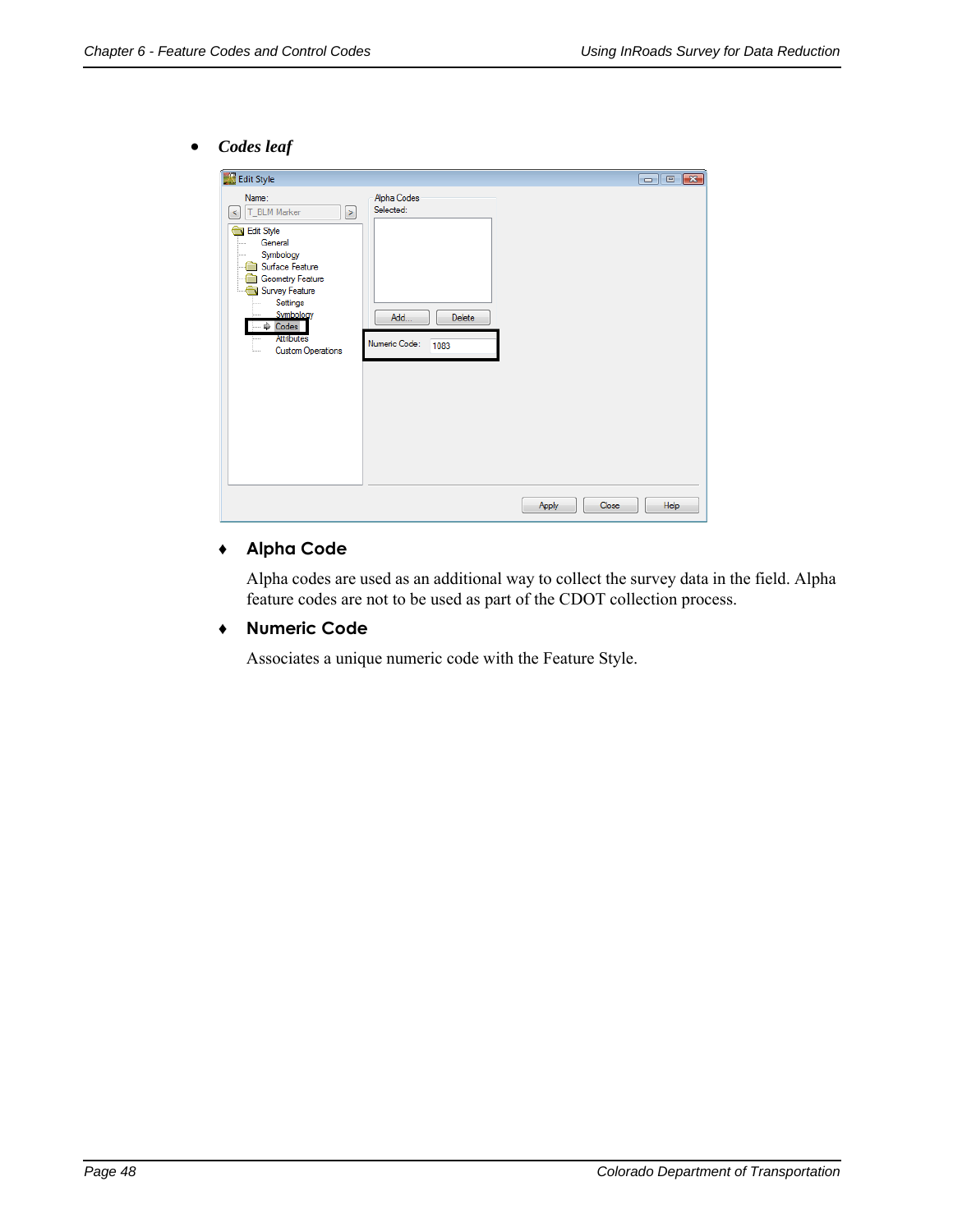- ***Codes leaf***

  - **Alpha Code**

    Alpha codes are used as an additional way to collect the survey data in the field. Alpha feature codes are not to be used as part of the CDOT collection process.

  - **Numeric Code**

    Associates a unique numeric code with the Feature Style.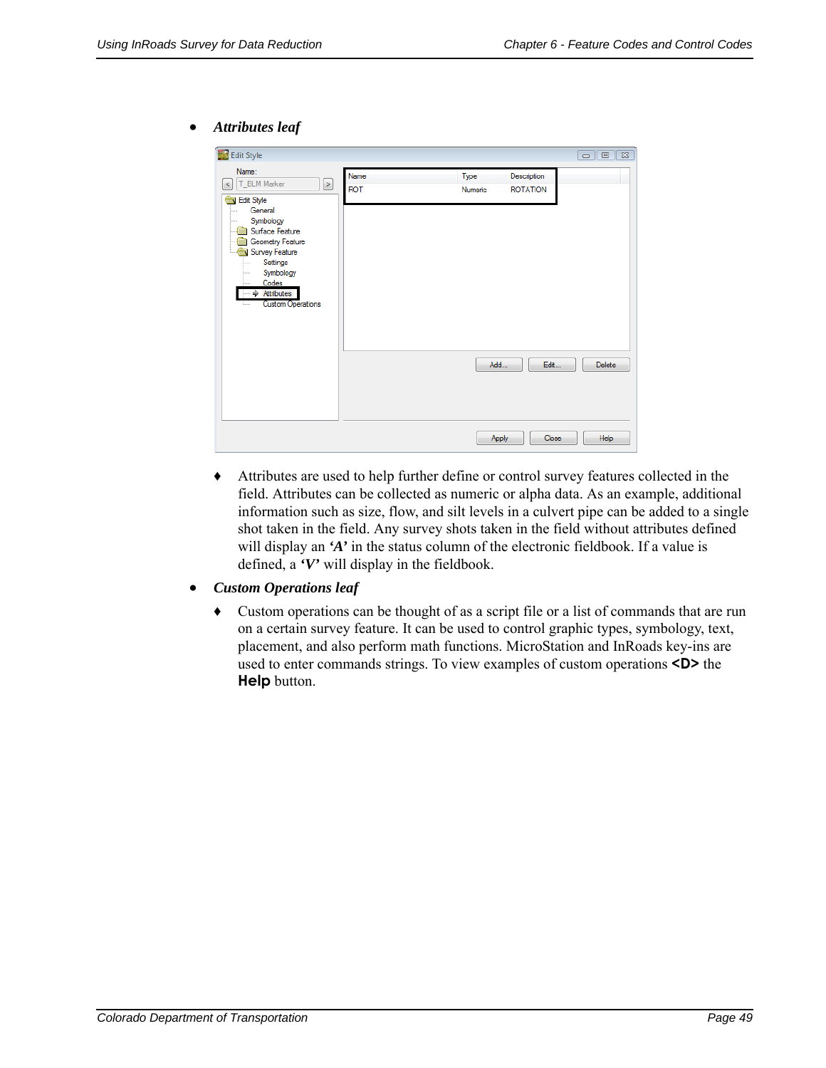- ***Attributes leaf***

  - Attributes are used to help further define or control survey features collected in the field. Attributes can be collected as numeric or alpha data. As an example, additional information such as size, flow, and silt levels in a culvert pipe can be added to a single shot taken in the field. Any survey shots taken in the field without attributes defined will display an ***'A'*** in the status column of the electronic fieldbook. If a value is defined, a ***'V'*** will display in the fieldbook.

- ***Custom Operations leaf***

  - Custom operations can be thought of as a script file or a list of commands that are run on a certain survey feature. It can be used to control graphic types, symbology, text, placement, and also perform math functions. MicroStation and InRoads key-ins are used to enter commands strings. To view examples of custom operations **<D>** the **Help** button.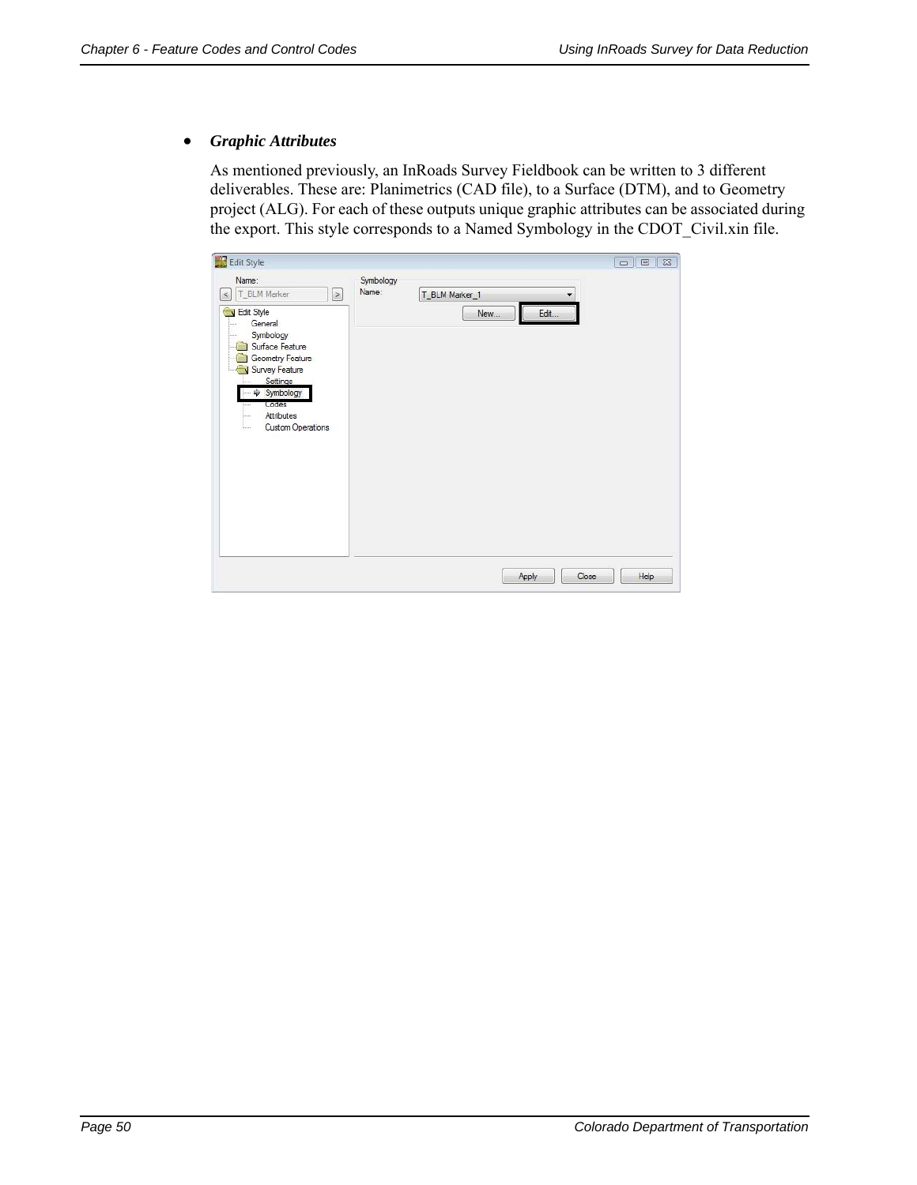- ***Graphic Attributes***

  As mentioned previously, an InRoads Survey Fieldbook can be written to 3 different deliverables. These are: Planimetrics (CAD file), to a Surface (DTM), and to Geometry project (ALG). For each of these outputs unique graphic attributes can be associated during the export. This style corresponds to a Named Symbology in the CDOT_Civil.xin file.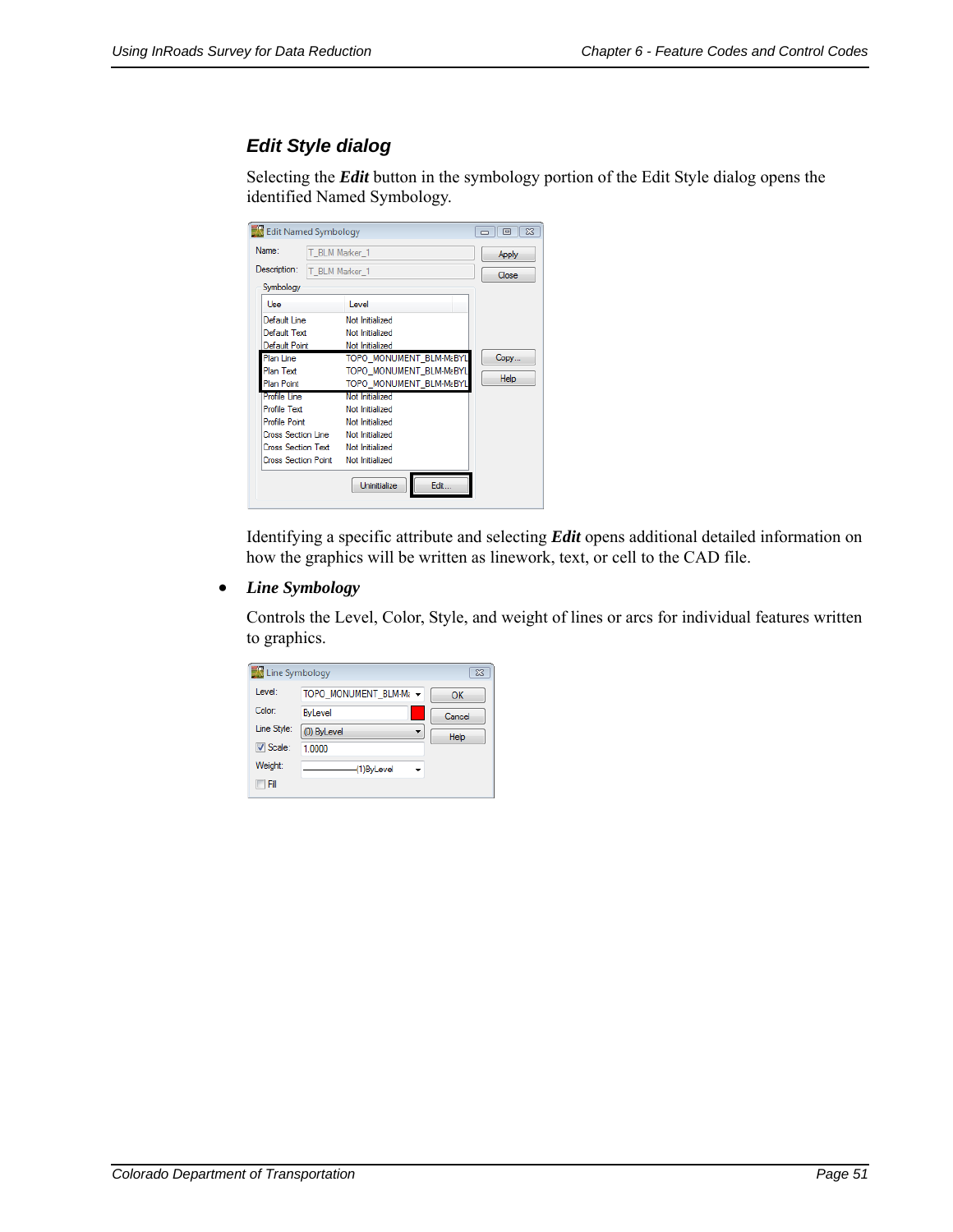### *Edit Style dialog*

Selecting the ***Edit*** button in the symbology portion of the Edit Style dialog opens the identified Named Symbology.

Identifying a specific attribute and selecting ***Edit*** opens additional detailed information on how the graphics will be written as linework, text, or cell to the CAD file.

- ***Line Symbology***

  Controls the Level, Color, Style, and weight of lines or arcs for individual features written to graphics.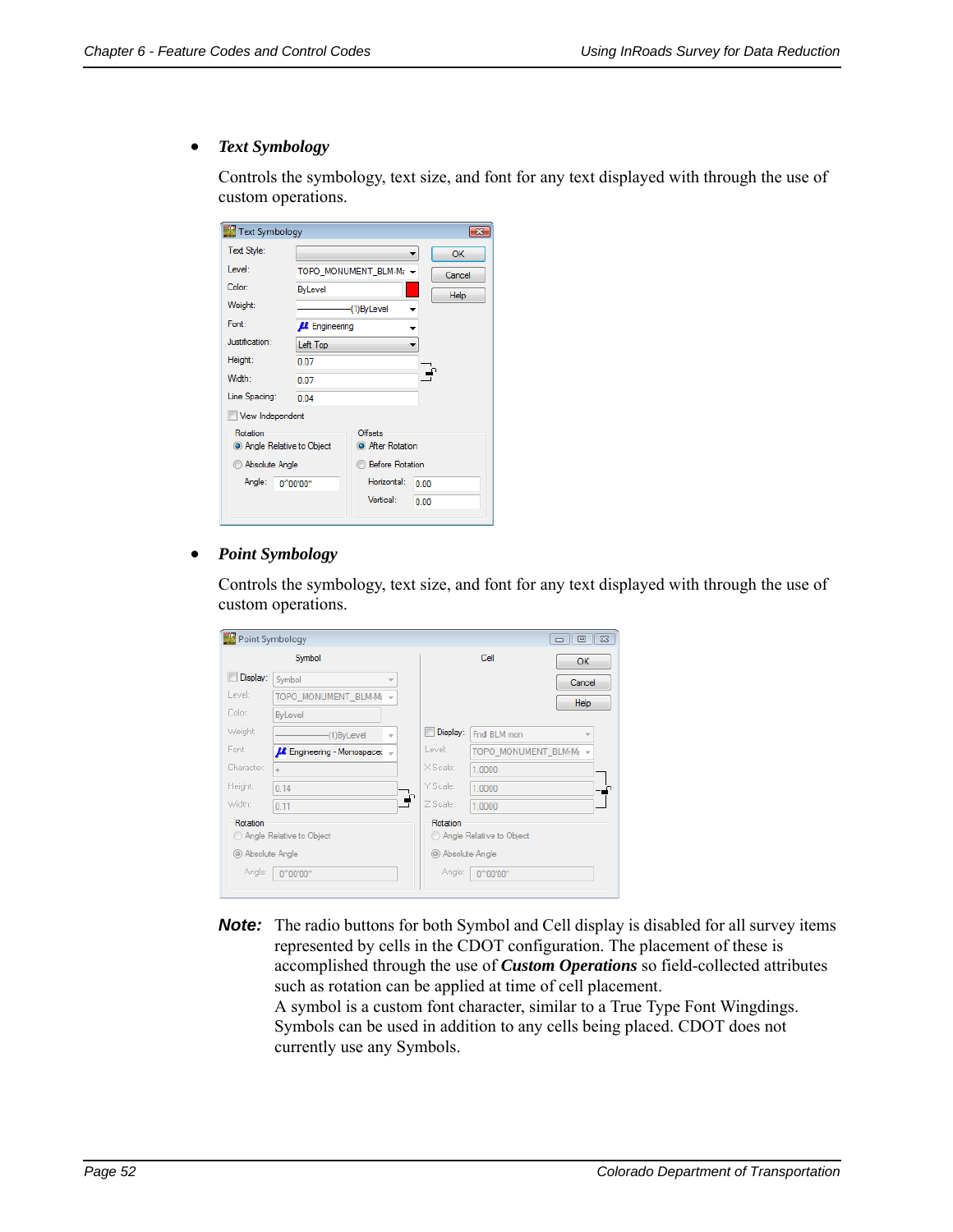- ***Text Symbology***

  Controls the symbology, text size, and font for any text displayed with through the use of custom operations.

- ***Point Symbology***

  Controls the symbology, text size, and font for any text displayed with through the use of custom operations.

***Note:*** The radio buttons for both Symbol and Cell display is disabled for all survey items represented by cells in the CDOT configuration. The placement of these is accomplished through the use of ***Custom Operations*** so field-collected attributes such as rotation can be applied at time of cell placement.
A symbol is a custom font character, similar to a True Type Font Wingdings. Symbols can be used in addition to any cells being placed. CDOT does not currently use any Symbols.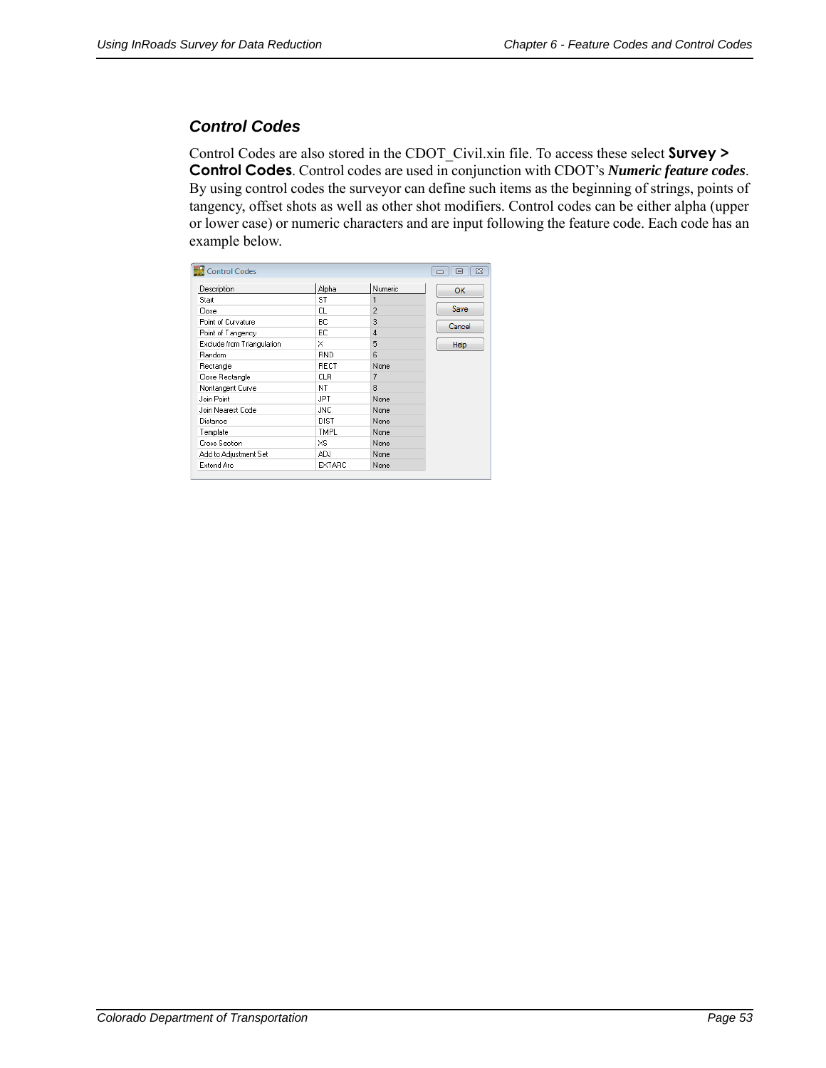### *Control Codes*

Control Codes are also stored in the CDOT_Civil.xin file. To access these select **Survey > Control Codes**. Control codes are used in conjunction with CDOT's ***Numeric feature codes***. By using control codes the surveyor can define such items as the beginning of strings, points of tangency, offset shots as well as other shot modifiers. Control codes can be either alpha (upper or lower case) or numeric characters and are input following the feature code. Each code has an example below.

| Description | Alpha | Numeric |
|---|---|---|
| Start | ST | 1 |
| Close | CL | 2 |
| Point of Curvature | BC | 3 |
| Point of Tangency | EC | 4 |
| Exclude from Triangulation | X | 5 |
| Random | RND | 6 |
| Rectangle | RECT | None |
| Close Rectangle | CLR | 7 |
| Nontangent Curve | NT | 8 |
| Join Point | JPT | None |
| Join Nearest Code | JNC | None |
| Distance | DIST | None |
| Template | TMPL | None |
| Cross Section | XS | None |
| Add to Adjustment Set | ADJ | None |
| Extend Arc | EXTARC | None |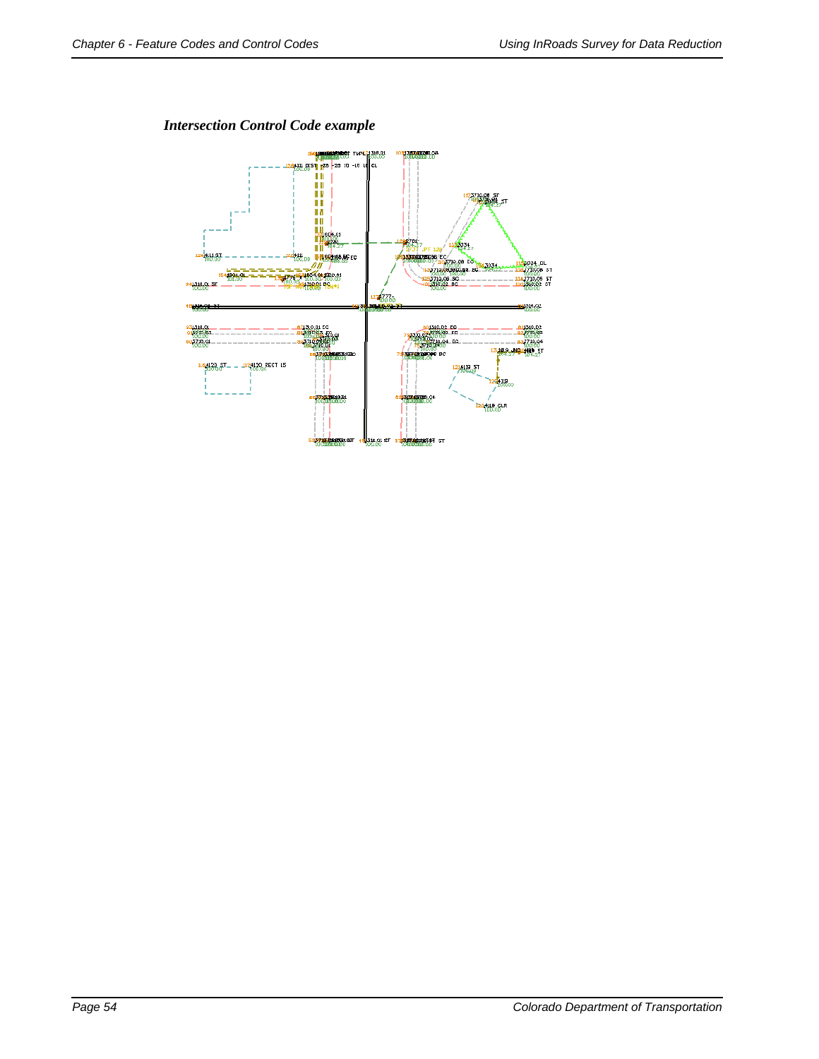### *Intersection Control Code example*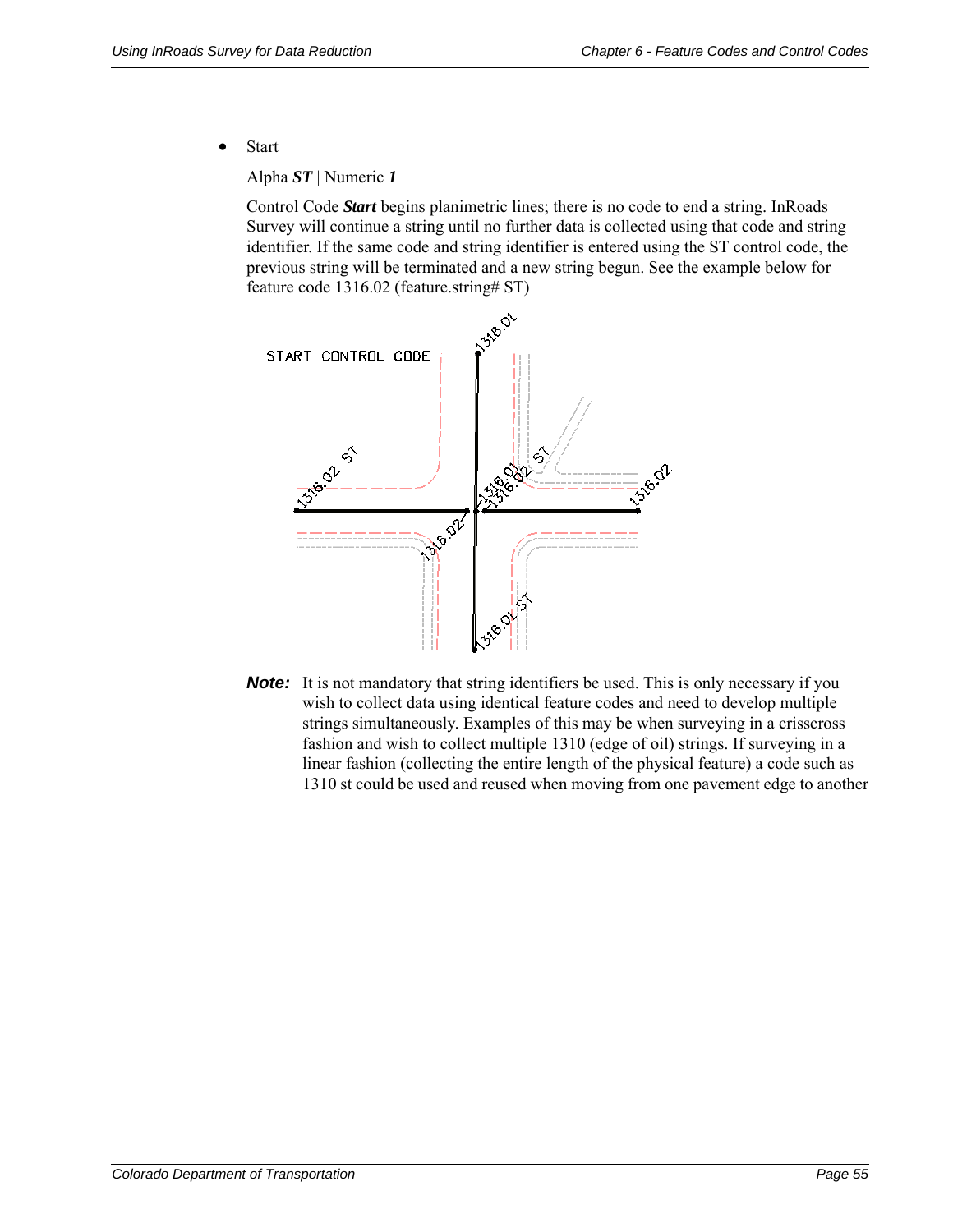- Start

  Alpha ***ST*** | Numeric ***1***

  Control Code ***Start*** begins planimetric lines; there is no code to end a string. InRoads Survey will continue a string until no further data is collected using that code and string identifier. If the same code and string identifier is entered using the ST control code, the previous string will be terminated and a new string begun. See the example below for feature code 1316.02 (feature.string# ST)

***Note:*** It is not mandatory that string identifiers be used. This is only necessary if you wish to collect data using identical feature codes and need to develop multiple strings simultaneously. Examples of this may be when surveying in a crisscross fashion and wish to collect multiple 1310 (edge of oil) strings. If surveying in a linear fashion (collecting the entire length of the physical feature) a code such as 1310 st could be used and reused when moving from one pavement edge to another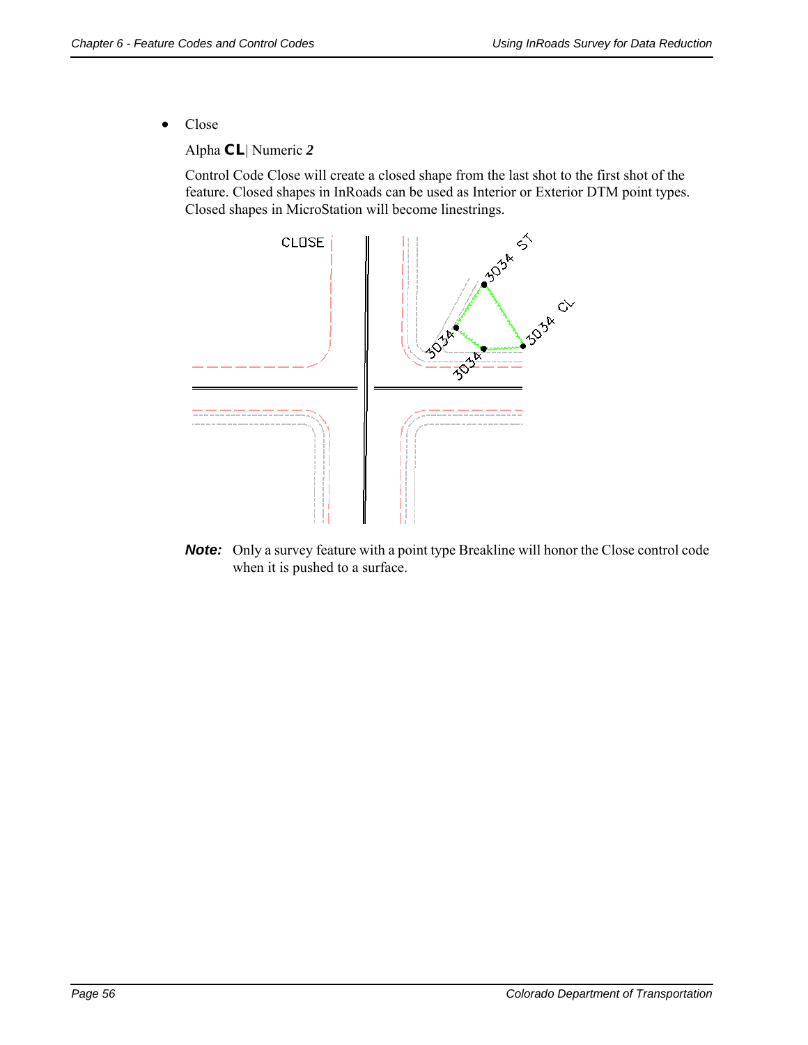- Close

  Alpha **CL**| Numeric ***2***

  Control Code Close will create a closed shape from the last shot to the first shot of the feature. Closed shapes in InRoads can be used as Interior or Exterior DTM point types. Closed shapes in MicroStation will become linestrings.

***Note:*** Only a survey feature with a point type Breakline will honor the Close control code when it is pushed to a surface.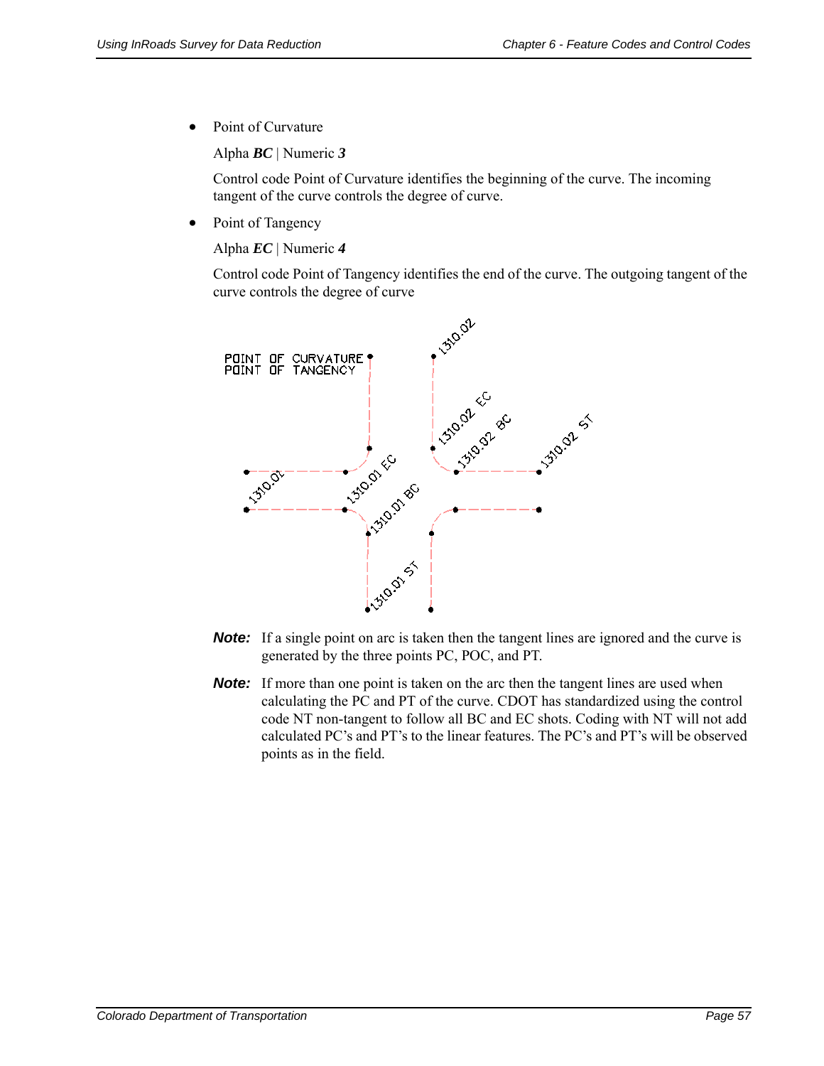- Point of Curvature

  Alpha ***BC*** | Numeric ***3***

  Control code Point of Curvature identifies the beginning of the curve. The incoming tangent of the curve controls the degree of curve.

- Point of Tangency

  Alpha ***EC*** | Numeric ***4***

  Control code Point of Tangency identifies the end of the curve. The outgoing tangent of the curve controls the degree of curve

***Note:*** If a single point on arc is taken then the tangent lines are ignored and the curve is generated by the three points PC, POC, and PT.

***Note:*** If more than one point is taken on the arc then the tangent lines are used when calculating the PC and PT of the curve. CDOT has standardized using the control code NT non-tangent to follow all BC and EC shots. Coding with NT will not add calculated PC's and PT's to the linear features. The PC's and PT's will be observed points as in the field.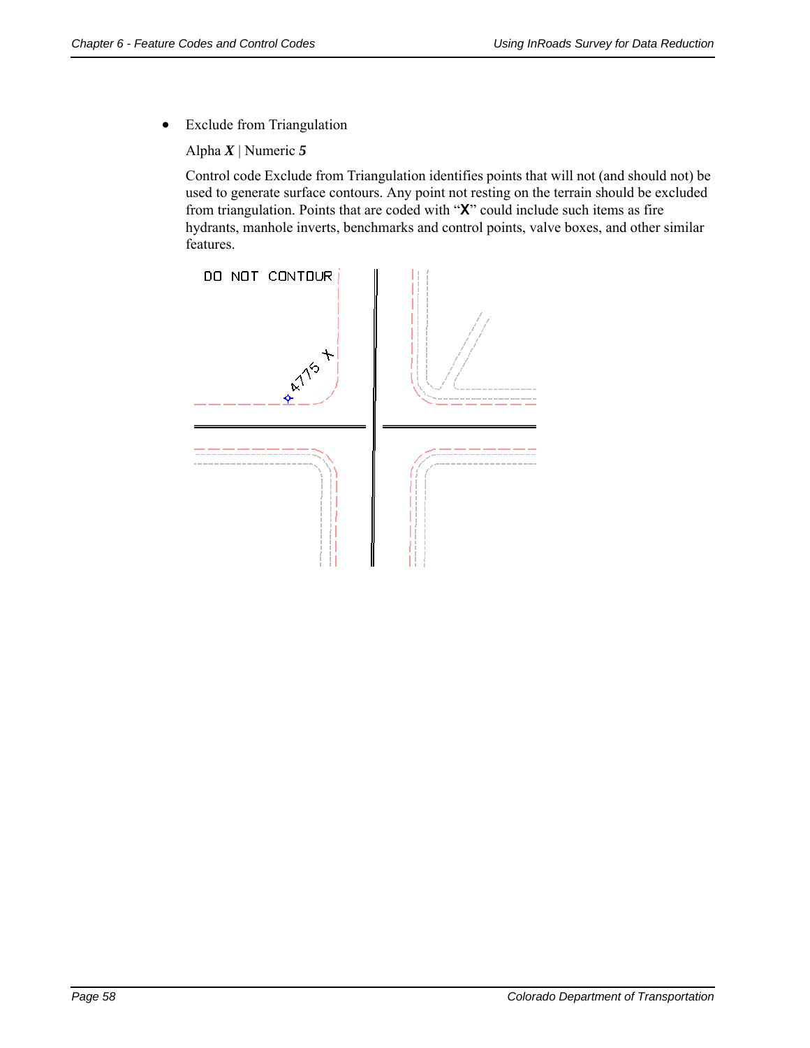- Exclude from Triangulation

  Alpha ***X*** | Numeric ***5***

  Control code Exclude from Triangulation identifies points that will not (and should not) be used to generate surface contours. Any point not resting on the terrain should be excluded from triangulation. Points that are coded with "**X**" could include such items as fire hydrants, manhole inverts, benchmarks and control points, valve boxes, and other similar features.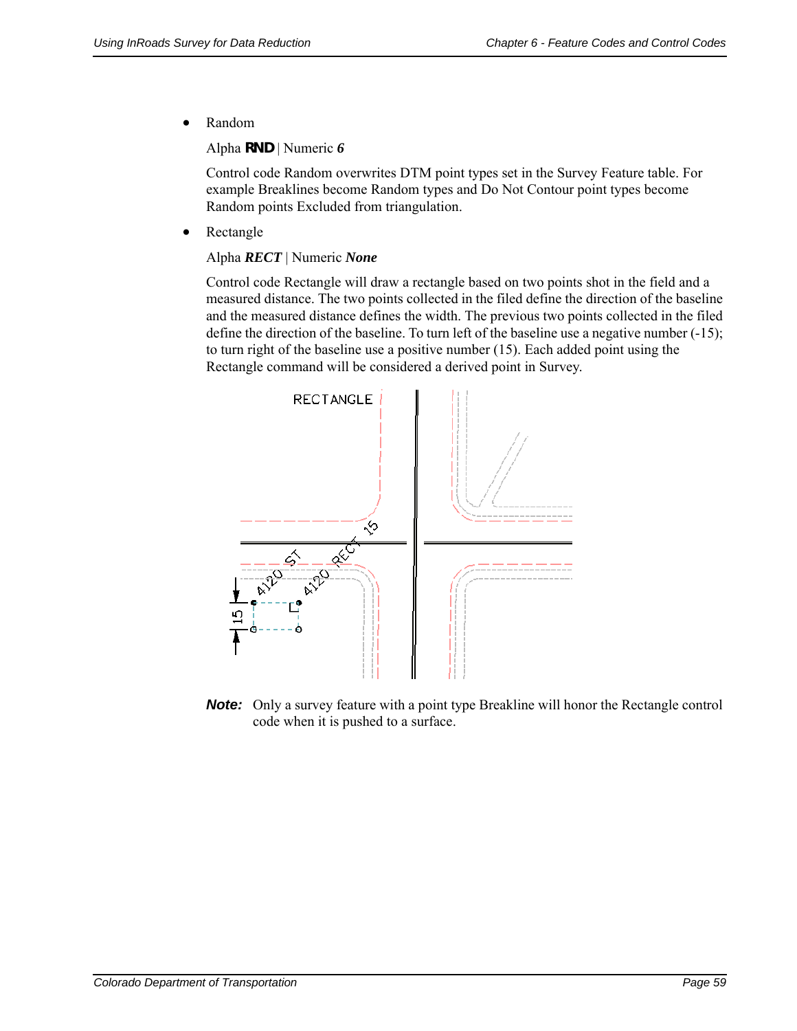- Random

  Alpha **RND** | Numeric ***6***

  Control code Random overwrites DTM point types set in the Survey Feature table. For example Breaklines become Random types and Do Not Contour point types become Random points Excluded from triangulation.

- Rectangle

  Alpha ***RECT*** | Numeric ***None***

  Control code Rectangle will draw a rectangle based on two points shot in the field and a measured distance. The two points collected in the filed define the direction of the baseline and the measured distance defines the width. The previous two points collected in the filed define the direction of the baseline. To turn left of the baseline use a negative number (-15); to turn right of the baseline use a positive number (15). Each added point using the Rectangle command will be considered a derived point in Survey.

***Note:*** Only a survey feature with a point type Breakline will honor the Rectangle control code when it is pushed to a surface.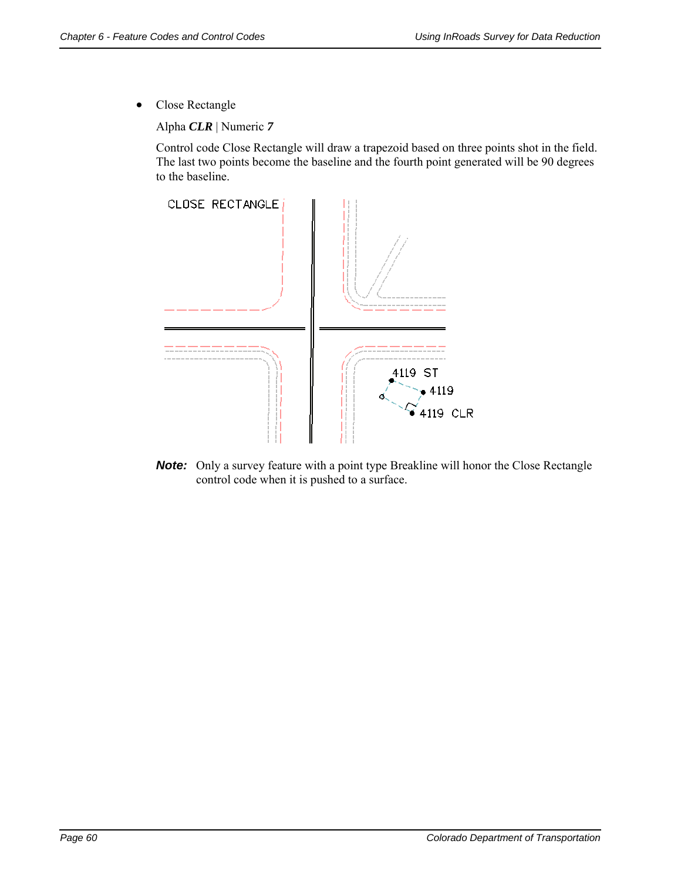- Close Rectangle

  Alpha ***CLR*** | Numeric ***7***

  Control code Close Rectangle will draw a trapezoid based on three points shot in the field. The last two points become the baseline and the fourth point generated will be 90 degrees to the baseline.

***Note:*** Only a survey feature with a point type Breakline will honor the Close Rectangle control code when it is pushed to a surface.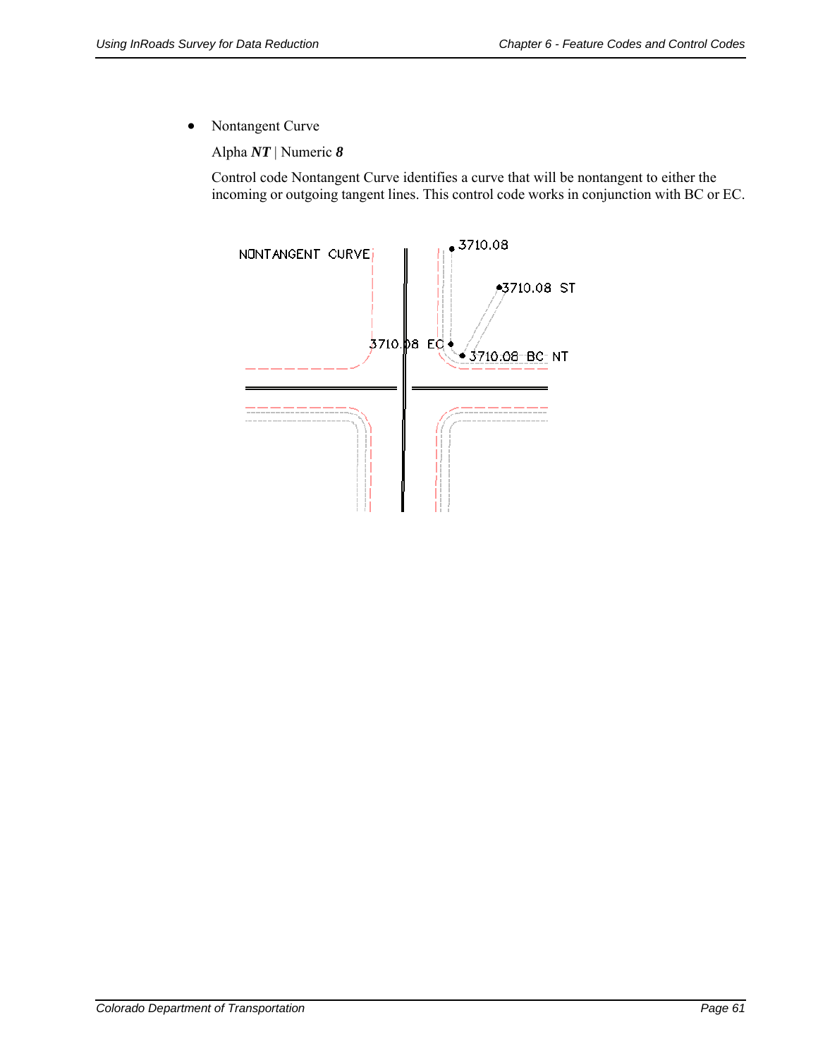- Nontangent Curve

  Alpha ***NT*** | Numeric ***8***

  Control code Nontangent Curve identifies a curve that will be nontangent to either the incoming or outgoing tangent lines. This control code works in conjunction with BC or EC.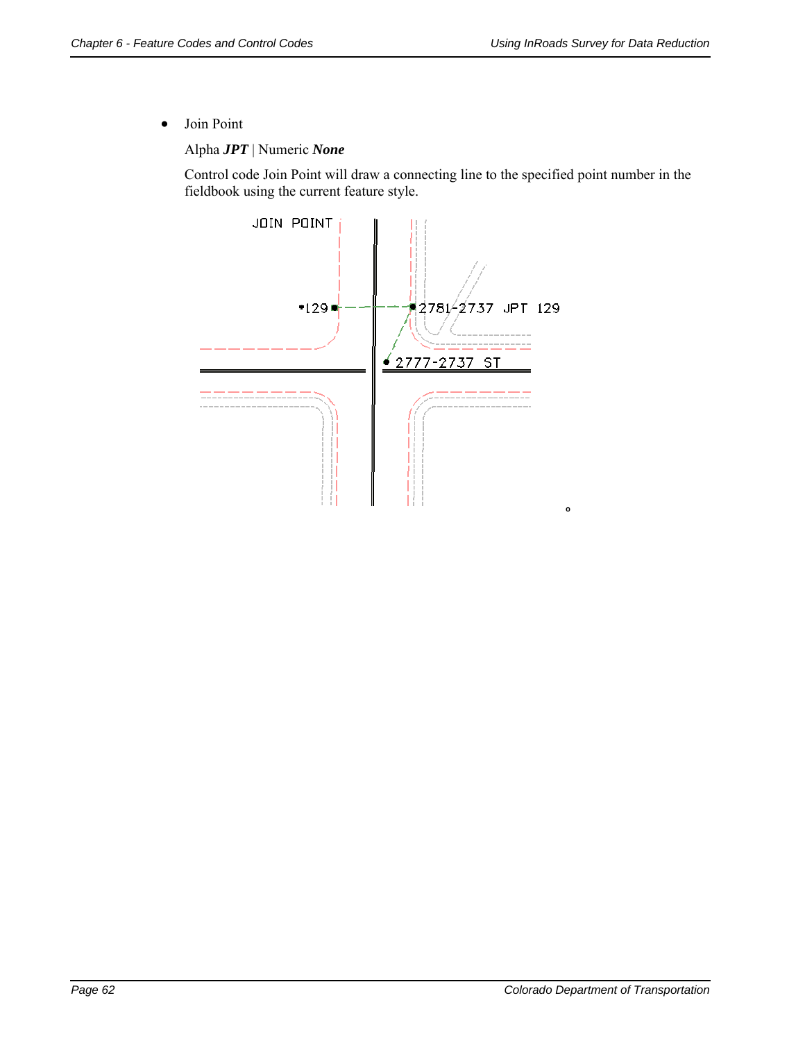- Join Point

  Alpha ***JPT*** | Numeric ***None***

  Control code Join Point will draw a connecting line to the specified point number in the fieldbook using the current feature style.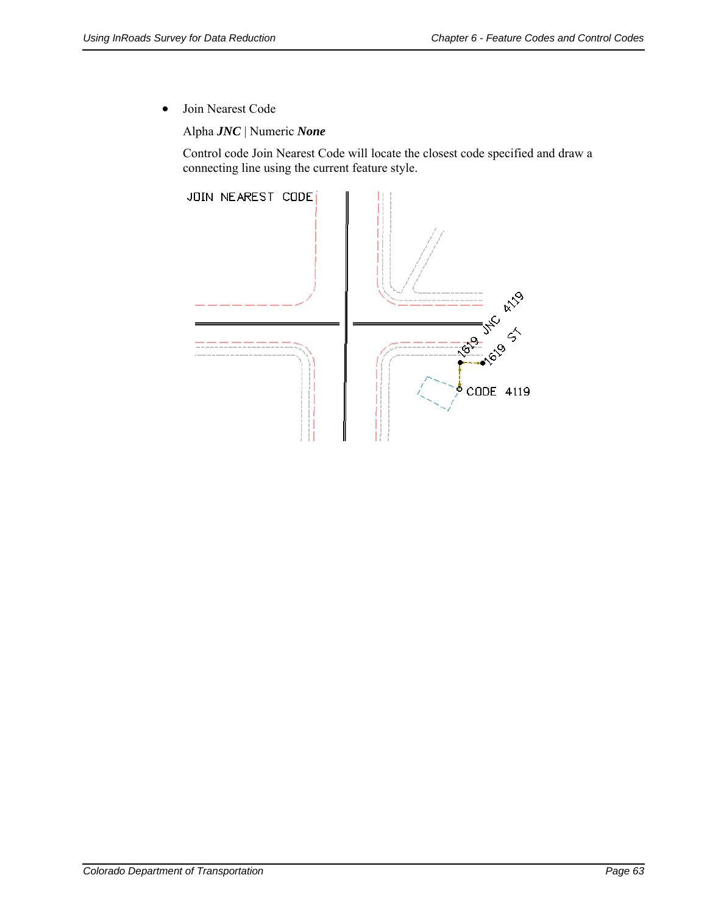- Join Nearest Code

  Alpha ***JNC*** | Numeric ***None***

  Control code Join Nearest Code will locate the closest code specified and draw a connecting line using the current feature style.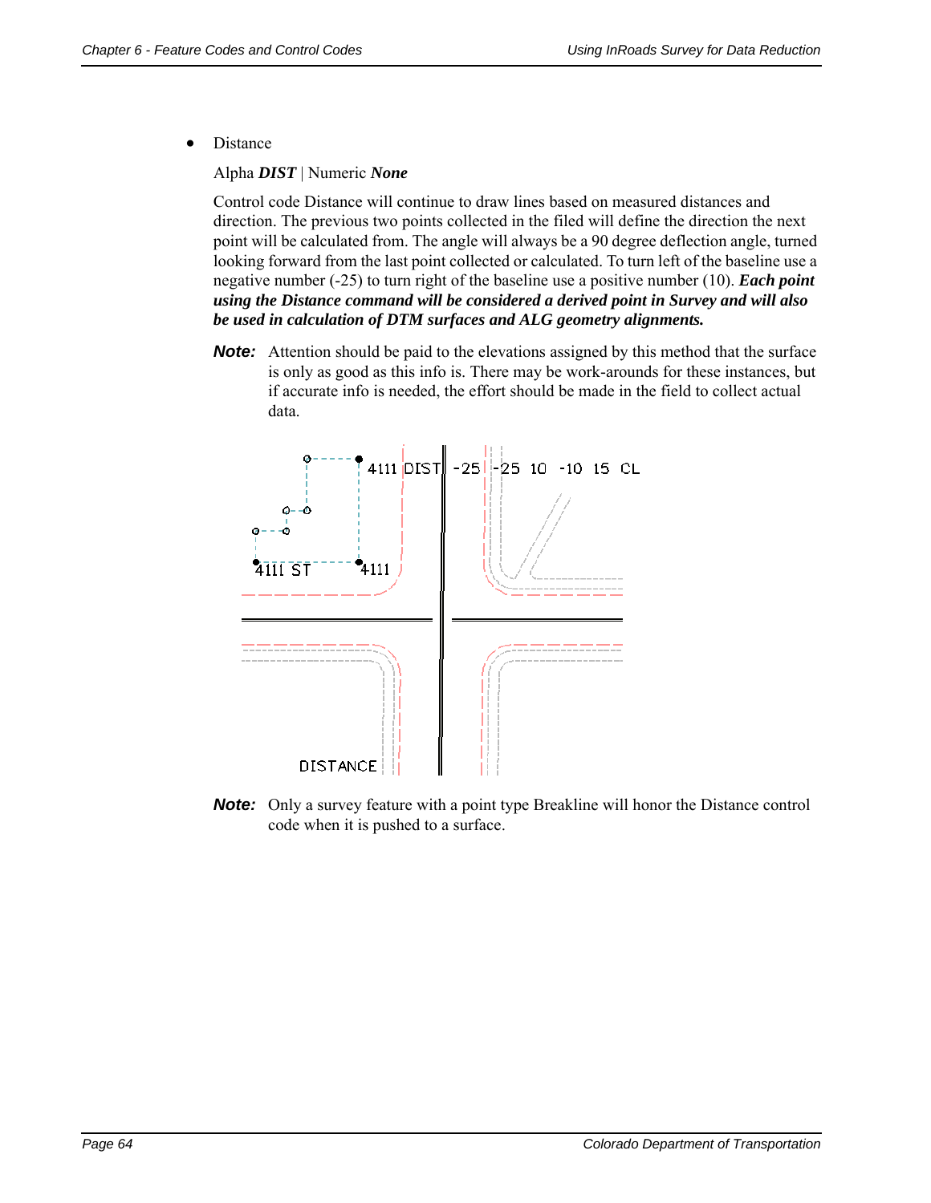- Distance

  Alpha ***DIST*** | Numeric ***None***

  Control code Distance will continue to draw lines based on measured distances and direction. The previous two points collected in the filed will define the direction the next point will be calculated from. The angle will always be a 90 degree deflection angle, turned looking forward from the last point collected or calculated. To turn left of the baseline use a negative number (-25) to turn right of the baseline use a positive number (10). ***Each point using the Distance command will be considered a derived point in Survey and will also be used in calculation of DTM surfaces and ALG geometry alignments.***

**Note:** Attention should be paid to the elevations assigned by this method that the surface is only as good as this info is. There may be work-arounds for these instances, but if accurate info is needed, the effort should be made in the field to collect actual data.

**Note:** Only a survey feature with a point type Breakline will honor the Distance control code when it is pushed to a surface.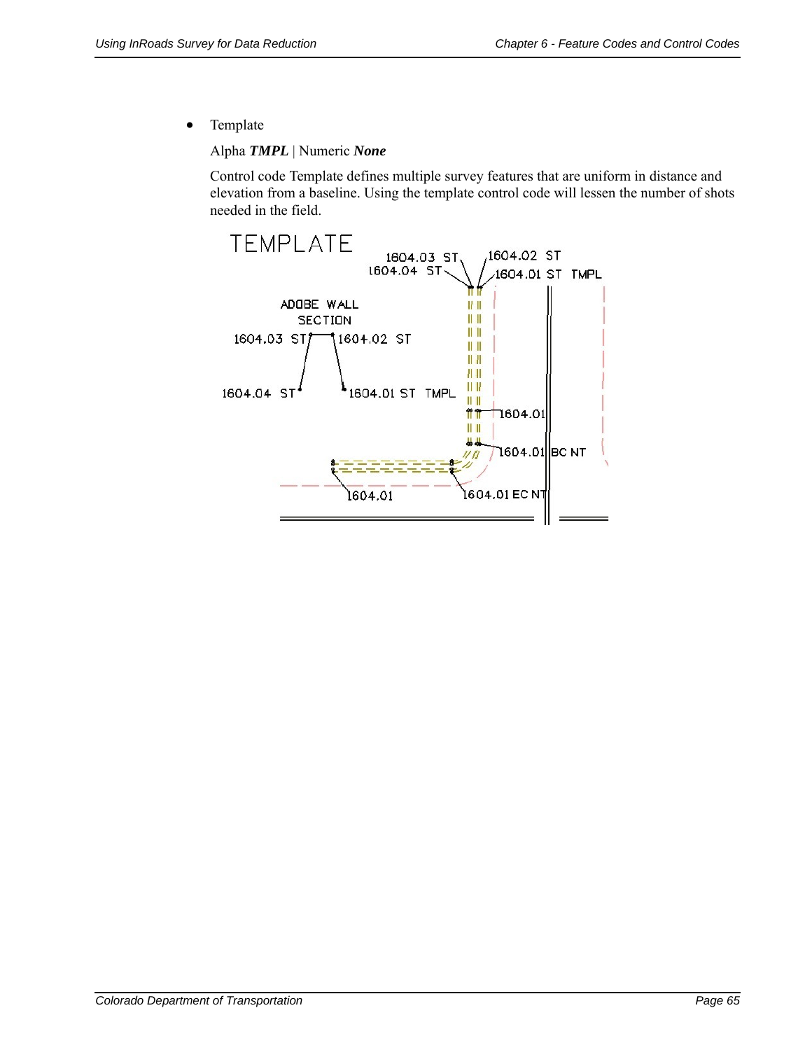- Template

  Alpha ***TMPL*** | Numeric ***None***

  Control code Template defines multiple survey features that are uniform in distance and elevation from a baseline. Using the template control code will lessen the number of shots needed in the field.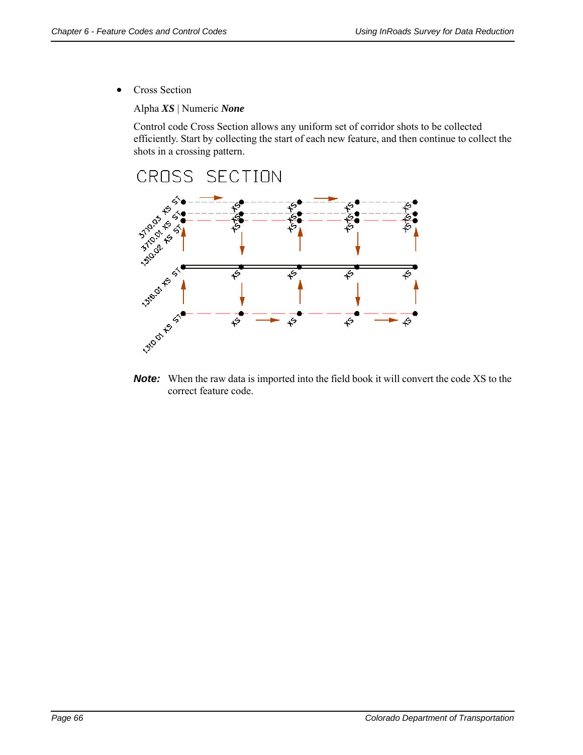- Cross Section

  Alpha ***XS*** | Numeric ***None***

  Control code Cross Section allows any uniform set of corridor shots to be collected efficiently. Start by collecting the start of each new feature, and then continue to collect the shots in a crossing pattern.

***Note:*** When the raw data is imported into the field book it will convert the code XS to the correct feature code.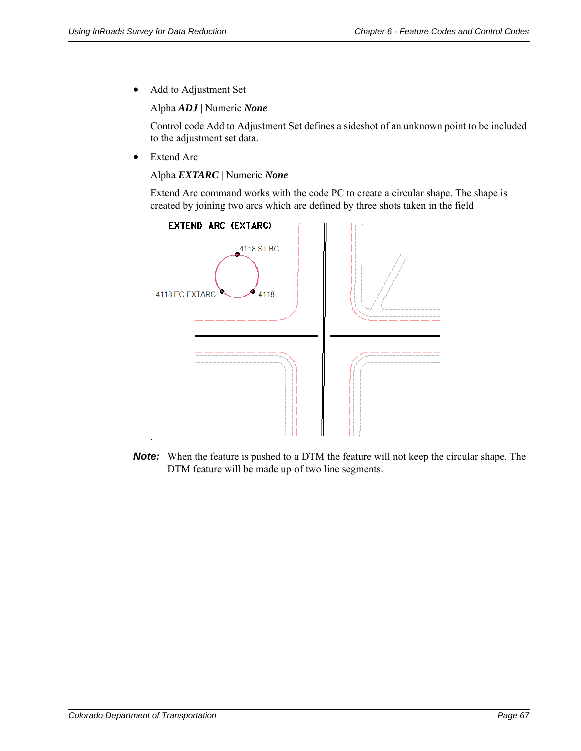- Add to Adjustment Set

  Alpha ***ADJ*** | Numeric ***None***

  Control code Add to Adjustment Set defines a sideshot of an unknown point to be included to the adjustment set data.

- Extend Arc

  Alpha ***EXTARC*** | Numeric ***None***

  Extend Arc command works with the code PC to create a circular shape. The shape is created by joining two arcs which are defined by three shots taken in the field

EXTEND ARC (EXTARC)

4118 ST BC

4118 EC EXTARC

4118

.

***Note:*** When the feature is pushed to a DTM the feature will not keep the circular shape. The DTM feature will be made up of two line segments.